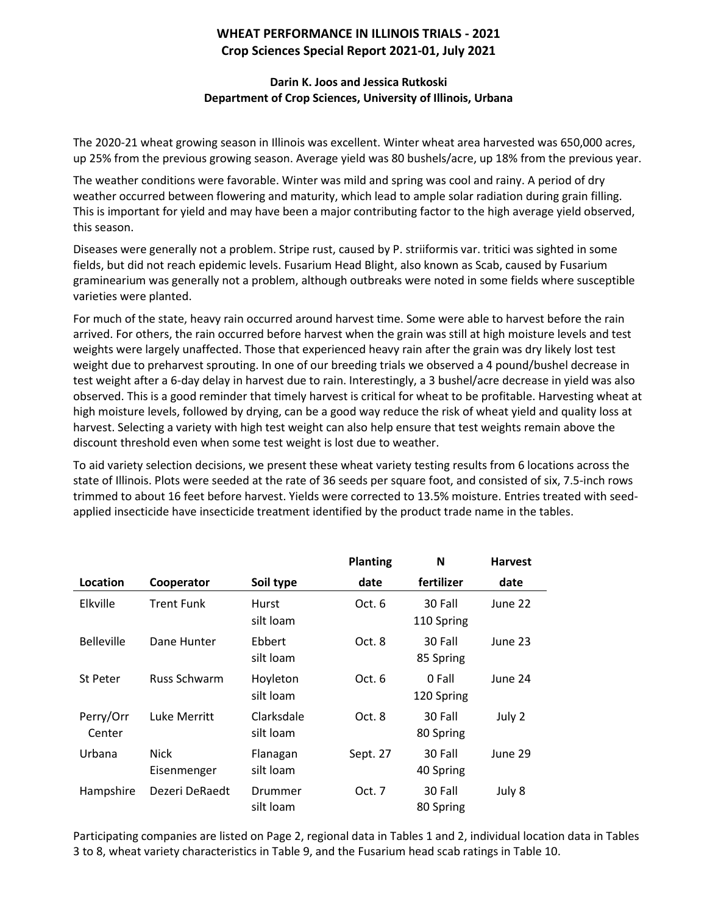# WHEAT PERFORMANCE IN ILLINOIS TRIALS - 2021

## Crop Sciences Special Report 2021-01, July 2021

**Darin K. Joos and Jessica Rutkoski**
**Department of Crop Sciences, University of Illinois, Urbana**

The 2020-21 wheat growing season in Illinois was excellent. Winter wheat area harvested was 650,000 acres, up 25% from the previous growing season. Average yield was 80 bushels/acre, up 18% from the previous year.

The weather conditions were favorable. Winter was mild and spring was cool and rainy. A period of dry weather occurred between flowering and maturity, which lead to ample solar radiation during grain filling. This is important for yield and may have been a major contributing factor to the high average yield observed, this season.

Diseases were generally not a problem. Stripe rust, caused by P. striiformis var. tritici was sighted in some fields, but did not reach epidemic levels. Fusarium Head Blight, also known as Scab, caused by Fusarium graminearium was generally not a problem, although outbreaks were noted in some fields where susceptible varieties were planted.

For much of the state, heavy rain occurred around harvest time. Some were able to harvest before the rain arrived. For others, the rain occurred before harvest when the grain was still at high moisture levels and test weights were largely unaffected. Those that experienced heavy rain after the grain was dry likely lost test weight due to preharvest sprouting. In one of our breeding trials we observed a 4 pound/bushel decrease in test weight after a 6-day delay in harvest due to rain. Interestingly, a 3 bushel/acre decrease in yield was also observed. This is a good reminder that timely harvest is critical for wheat to be profitable. Harvesting wheat at high moisture levels, followed by drying, can be a good way reduce the risk of wheat yield and quality loss at harvest. Selecting a variety with high test weight can also help ensure that test weights remain above the discount threshold even when some test weight is lost due to weather.

To aid variety selection decisions, we present these wheat variety testing results from 6 locations across the state of Illinois. Plots were seeded at the rate of 36 seeds per square foot, and consisted of six, 7.5-inch rows trimmed to about 16 feet before harvest. Yields were corrected to 13.5% moisture. Entries treated with seed-applied insecticide have insecticide treatment identified by the product trade name in the tables.

| Location | Cooperator | Soil type | Planting date | N fertilizer | Harvest date |
|---|---|---|---|---|---|
| Elkville | Trent Funk | Hurst silt loam | Oct. 6 | 30 Fall 110 Spring | June 22 |
| Belleville | Dane Hunter | Ebbert silt loam | Oct. 8 | 30 Fall 85 Spring | June 23 |
| St Peter | Russ Schwarm | Hoyleton silt loam | Oct. 6 | 0 Fall 120 Spring | June 24 |
| Perry/Orr Center | Luke Merritt | Clarksdale silt loam | Oct. 8 | 30 Fall 80 Spring | July 2 |
| Urbana | Nick Eisenmenger | Flanagan silt loam | Sept. 27 | 30 Fall 40 Spring | June 29 |
| Hampshire | Dezeri DeRaedt | Drummer silt loam | Oct. 7 | 30 Fall 80 Spring | July 8 |

Participating companies are listed on Page 2, regional data in Tables 1 and 2, individual location data in Tables 3 to 8, wheat variety characteristics in Table 9, and the Fusarium head scab ratings in Table 10.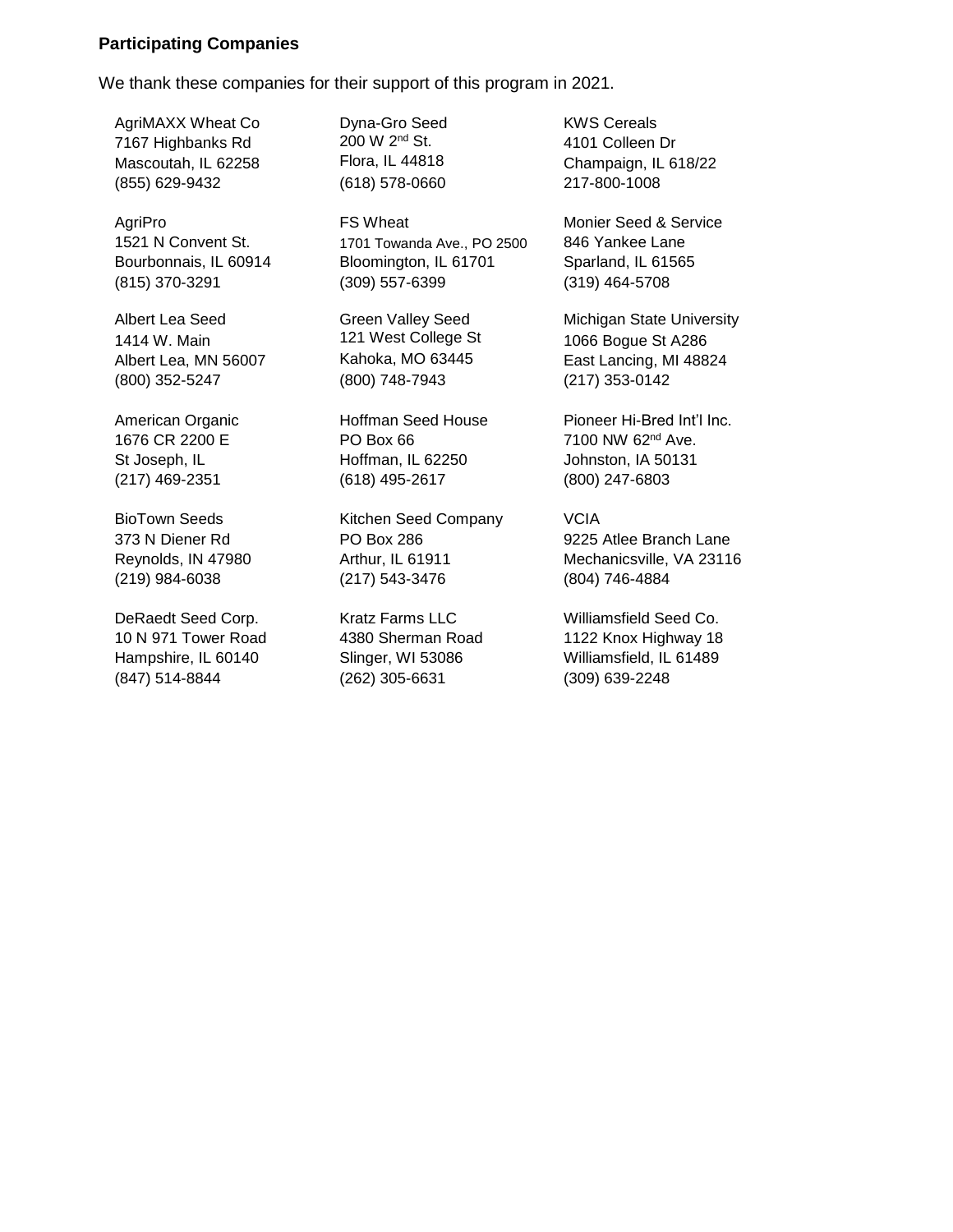**Participating Companies**

We thank these companies for their support of this program in 2021.

AgriMAXX Wheat Co
7167 Highbanks Rd
Mascoutah, IL 62258
(855) 629-9432

AgriPro
1521 N Convent St.
Bourbonnais, IL 60914
(815) 370-3291

Albert Lea Seed
1414 W. Main
Albert Lea, MN 56007
(800) 352-5247

American Organic
1676 CR 2200 E
St Joseph, IL
(217) 469-2351

BioTown Seeds
373 N Diener Rd
Reynolds, IN 47980
(219) 984-6038

DeRaedt Seed Corp.
10 N 971 Tower Road
Hampshire, IL 60140
(847) 514-8844

Dyna-Gro Seed
200 W 2nd St.
Flora, IL 44818
(618) 578-0660

FS Wheat
1701 Towanda Ave., PO 2500
Bloomington, IL 61701
(309) 557-6399

Green Valley Seed
121 West College St
Kahoka, MO 63445
(800) 748-7943

Hoffman Seed House
PO Box 66
Hoffman, IL 62250
(618) 495-2617

Kitchen Seed Company
PO Box 286
Arthur, IL 61911
(217) 543-3476

Kratz Farms LLC
4380 Sherman Road
Slinger, WI 53086
(262) 305-6631

KWS Cereals
4101 Colleen Dr
Champaign, IL 618/22
217-800-1008

Monier Seed & Service
846 Yankee Lane
Sparland, IL 61565
(319) 464-5708

Michigan State University
1066 Bogue St A286
East Lancing, MI 48824
(217) 353-0142

Pioneer Hi-Bred Int'l Inc.
7100 NW 62nd Ave.
Johnston, IA 50131
(800) 247-6803

VCIA
9225 Atlee Branch Lane
Mechanicsville, VA 23116
(804) 746-4884

Williamsfield Seed Co.
1122 Knox Highway 18
Williamsfield, IL 61489
(309) 639-2248